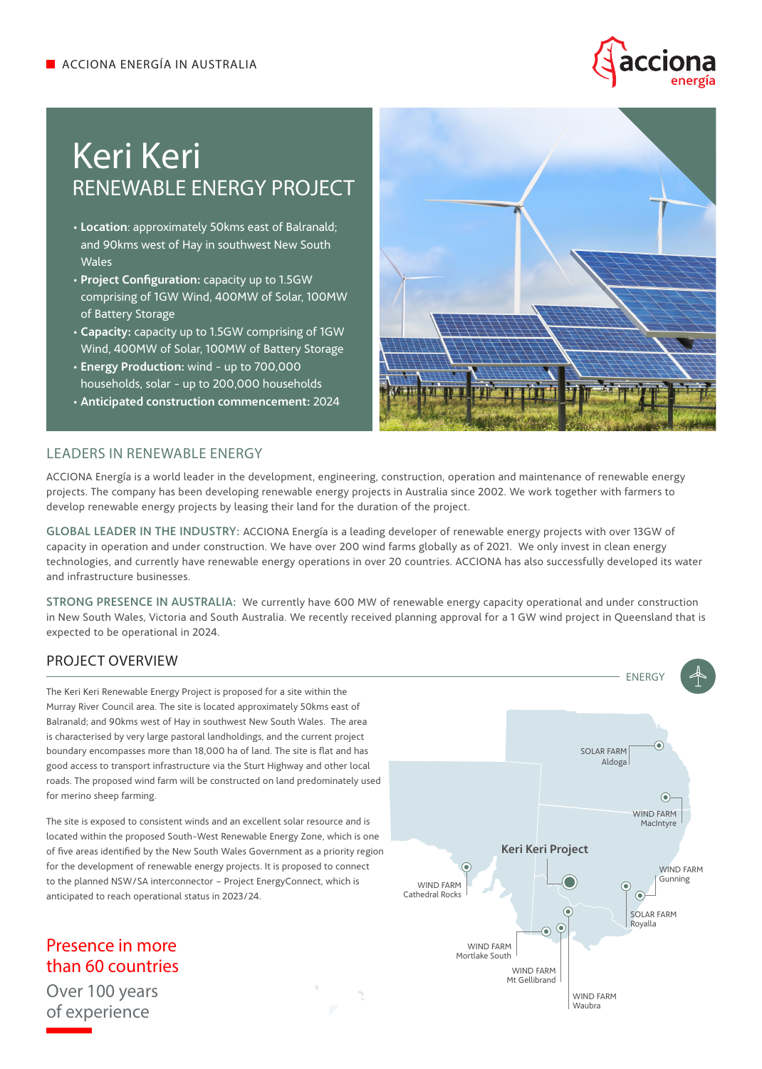ACCIONA ENERGÍA IN AUSTRALIA

# Keri Keri
## RENEWABLE ENERGY PROJECT

- **Location**: approximately 50kms east of Balranald; and 90kms west of Hay in southwest New South Wales
- **Project Configuration:** capacity up to 1.5GW comprising of 1GW Wind, 400MW of Solar, 100MW of Battery Storage
- **Capacity:** capacity up to 1.5GW comprising of 1GW Wind, 400MW of Solar, 100MW of Battery Storage
- **Energy Production:** wind - up to 700,000 households, solar - up to 200,000 households
- **Anticipated construction commencement:** 2024

## LEADERS IN RENEWABLE ENERGY

ACCIONA Energía is a world leader in the development, engineering, construction, operation and maintenance of renewable energy projects. The company has been developing renewable energy projects in Australia since 2002. We work together with farmers to develop renewable energy projects by leasing their land for the duration of the project.

**GLOBAL LEADER IN THE INDUSTRY:** ACCIONA Energía is a leading developer of renewable energy projects with over 13GW of capacity in operation and under construction. We have over 200 wind farms globally as of 2021. We only invest in clean energy technologies, and currently have renewable energy operations in over 20 countries. ACCIONA has also successfully developed its water and infrastructure businesses.

**STRONG PRESENCE IN AUSTRALIA:** We currently have 600 MW of renewable energy capacity operational and under construction in New South Wales, Victoria and South Australia. We recently received planning approval for a 1 GW wind project in Queensland that is expected to be operational in 2024.

## PROJECT OVERVIEW

The Keri Keri Renewable Energy Project is proposed for a site within the Murray River Council area. The site is located approximately 50kms east of Balranald; and 90kms west of Hay in southwest New South Wales. The area is characterised by very large pastoral landholdings, and the current project boundary encompasses more than 18,000 ha of land. The site is flat and has good access to transport infrastructure via the Sturt Highway and other local roads. The proposed wind farm will be constructed on land predominately used for merino sheep farming.

The site is exposed to consistent winds and an excellent solar resource and is located within the proposed South-West Renewable Energy Zone, which is one of five areas identified by the New South Wales Government as a priority region for the development of renewable energy projects. It is proposed to connect to the planned NSW/SA interconnector – Project EnergyConnect, which is anticipated to reach operational status in 2023/24.

ENERGY

Keri Keri Project

SOLAR FARM Aldoga
WIND FARM MacIntyre
WIND FARM Gunning
SOLAR FARM Royalla
WIND FARM Cathedral Rocks
WIND FARM Mortlake South
WIND FARM Mt Gellibrand
WIND FARM Waubra

Presence in more than 60 countries

Over 100 years of experience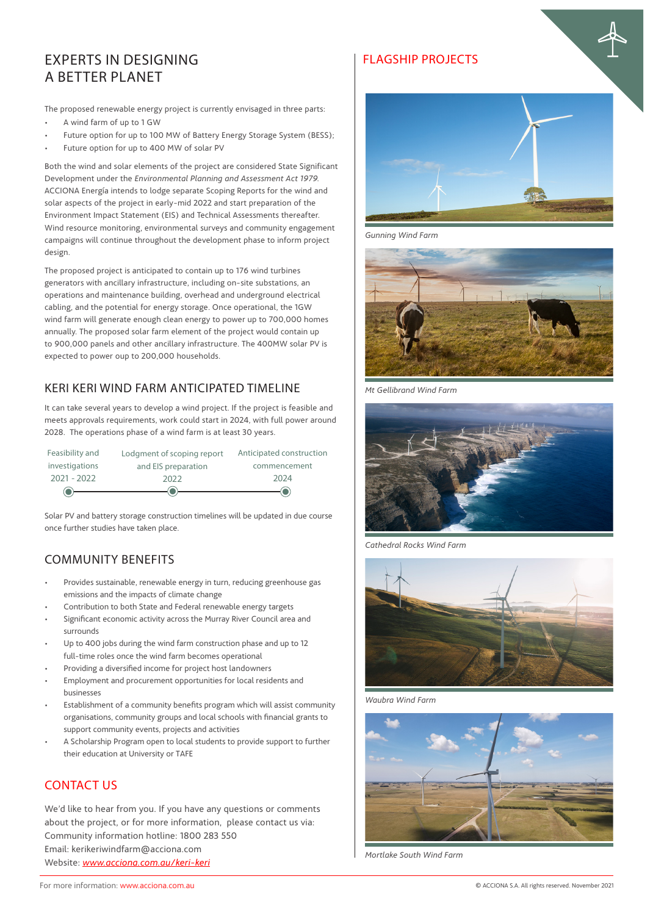# EXPERTS IN DESIGNING A BETTER PLANET

The proposed renewable energy project is currently envisaged in three parts:

- A wind farm of up to 1 GW
- Future option for up to 100 MW of Battery Energy Storage System (BESS);
- Future option for up to 400 MW of solar PV

Both the wind and solar elements of the project are considered State Significant Development under the *Environmental Planning and Assessment Act 1979.* ACCIONA Energía intends to lodge separate Scoping Reports for the wind and solar aspects of the project in early-mid 2022 and start preparation of the Environment Impact Statement (EIS) and Technical Assessments thereafter. Wind resource monitoring, environmental surveys and community engagement campaigns will continue throughout the development phase to inform project design.

The proposed project is anticipated to contain up to 176 wind turbines generators with ancillary infrastructure, including on-site substations, an operations and maintenance building, overhead and underground electrical cabling, and the potential for energy storage. Once operational, the 1GW wind farm will generate enough clean energy to power up to 700,000 homes annually. The proposed solar farm element of the project would contain up to 900,000 panels and other ancillary infrastructure. The 400MW solar PV is expected to power oup to 200,000 households.

## KERI KERI WIND FARM ANTICIPATED TIMELINE

It can take several years to develop a wind project. If the project is feasible and meets approvals requirements, work could start in 2024, with full power around 2028. The operations phase of a wind farm is at least 30 years.

Feasibility and investigations
2021 - 2022

Lodgment of scoping report and EIS preparation
2022

Anticipated construction commencement
2024

Solar PV and battery storage construction timelines will be updated in due course once further studies have taken place.

## COMMUNITY BENEFITS

- Provides sustainable, renewable energy in turn, reducing greenhouse gas emissions and the impacts of climate change
- Contribution to both State and Federal renewable energy targets
- Significant economic activity across the Murray River Council area and surrounds
- Up to 400 jobs during the wind farm construction phase and up to 12 full-time roles once the wind farm becomes operational
- Providing a diversified income for project host landowners
- Employment and procurement opportunities for local residents and businesses
- Establishment of a community benefits program which will assist community organisations, community groups and local schools with financial grants to support community events, projects and activities
- A Scholarship Program open to local students to provide support to further their education at University or TAFE

## CONTACT US

We'd like to hear from you. If you have any questions or comments about the project, or for more information, please contact us via:
Community information hotline: 1800 283 550
Email: kerikeriwindfarm@acciona.com
Website: www.acciona.com.au/keri-keri

## FLAGSHIP PROJECTS

*Gunning Wind Farm*

*Mt Gellibrand Wind Farm*

*Cathedral Rocks Wind Farm*

*Waubra Wind Farm*

*Mortlake South Wind Farm*

For more information: www.acciona.com.au

© ACCIONA S.A. All rights reserved. November 2021